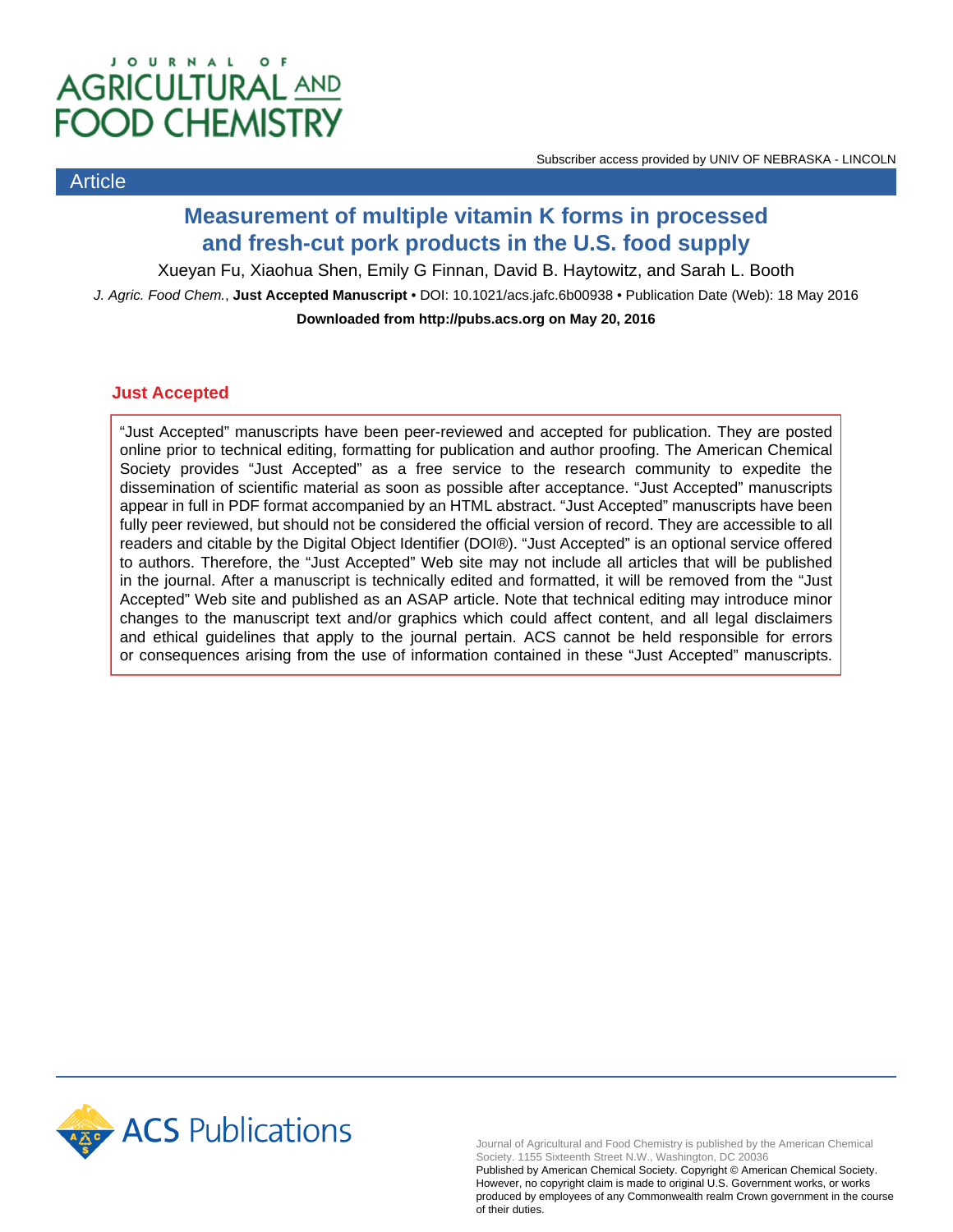Subscriber access provided by UNIV OF NEBRASKA - LINCOLN

Article

# Measurement of multiple vitamin K forms in processed and fresh-cut pork products in the U.S. food supply

Xueyan Fu, Xiaohua Shen, Emily G Finnan, David B. Haytowitz, and Sarah L. Booth

*J. Agric. Food Chem.*, **Just Accepted Manuscript** • DOI: 10.1021/acs.jafc.6b00938 • Publication Date (Web): 18 May 2016

**Downloaded from http://pubs.acs.org on May 20, 2016**

## Just Accepted

"Just Accepted" manuscripts have been peer-reviewed and accepted for publication. They are posted online prior to technical editing, formatting for publication and author proofing. The American Chemical Society provides "Just Accepted" as a free service to the research community to expedite the dissemination of scientific material as soon as possible after acceptance. "Just Accepted" manuscripts appear in full in PDF format accompanied by an HTML abstract. "Just Accepted" manuscripts have been fully peer reviewed, but should not be considered the official version of record. They are accessible to all readers and citable by the Digital Object Identifier (DOI®). "Just Accepted" is an optional service offered to authors. Therefore, the "Just Accepted" Web site may not include all articles that will be published in the journal. After a manuscript is technically edited and formatted, it will be removed from the "Just Accepted" Web site and published as an ASAP article. Note that technical editing may introduce minor changes to the manuscript text and/or graphics which could affect content, and all legal disclaimers and ethical guidelines that apply to the journal pertain. ACS cannot be held responsible for errors or consequences arising from the use of information contained in these "Just Accepted" manuscripts.

ACS Publications

Journal of Agricultural and Food Chemistry is published by the American Chemical Society. 1155 Sixteenth Street N.W., Washington, DC 20036
Published by American Chemical Society. Copyright © American Chemical Society. However, no copyright claim is made to original U.S. Government works, or works produced by employees of any Commonwealth realm Crown government in the course of their duties.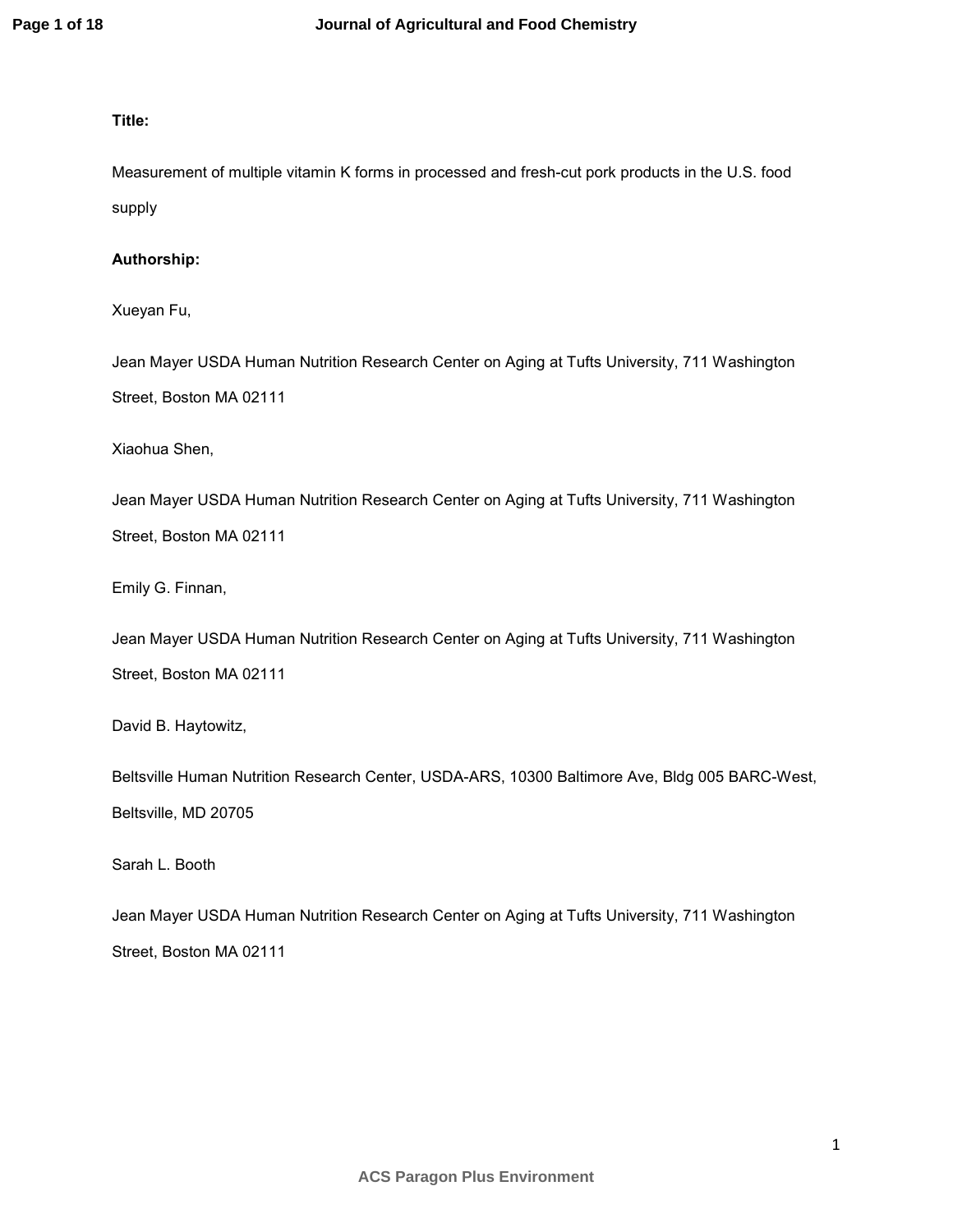**Title:**

Measurement of multiple vitamin K forms in processed and fresh-cut pork products in the U.S. food supply

**Authorship:**

Xueyan Fu,

Jean Mayer USDA Human Nutrition Research Center on Aging at Tufts University, 711 Washington Street, Boston MA 02111

Xiaohua Shen,

Jean Mayer USDA Human Nutrition Research Center on Aging at Tufts University, 711 Washington Street, Boston MA 02111

Emily G. Finnan,

Jean Mayer USDA Human Nutrition Research Center on Aging at Tufts University, 711 Washington Street, Boston MA 02111

David B. Haytowitz,

Beltsville Human Nutrition Research Center, USDA-ARS, 10300 Baltimore Ave, Bldg 005 BARC-West, Beltsville, MD 20705

Sarah L. Booth

Jean Mayer USDA Human Nutrition Research Center on Aging at Tufts University, 711 Washington Street, Boston MA 02111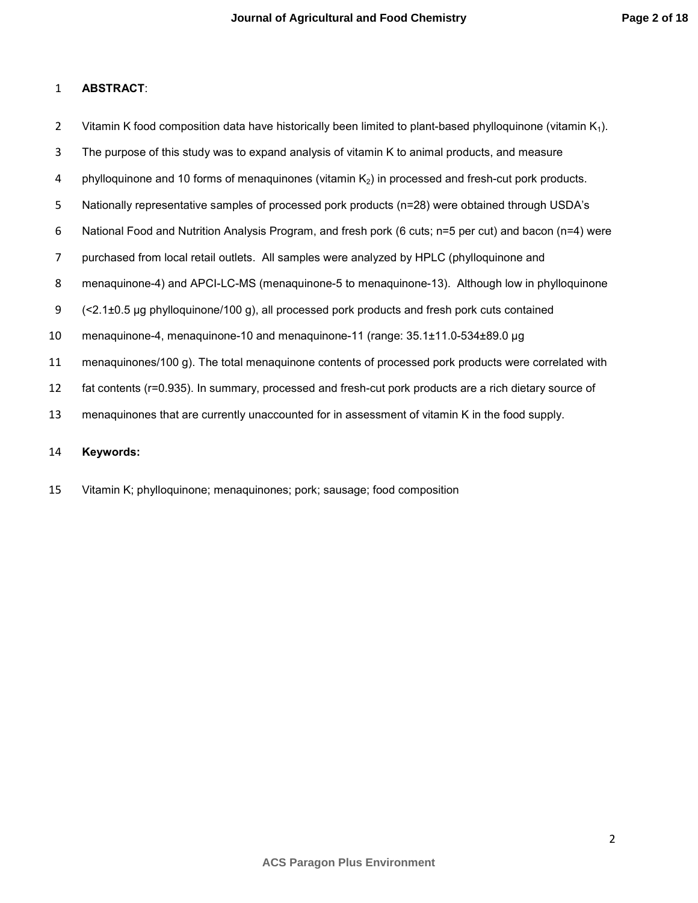**ABSTRACT**:

Vitamin K food composition data have historically been limited to plant-based phylloquinone (vitamin $K_1$). The purpose of this study was to expand analysis of vitamin K to animal products, and measure phylloquinone and 10 forms of menaquinones (vitamin $K_2$) in processed and fresh-cut pork products. Nationally representative samples of processed pork products (n=28) were obtained through USDA's National Food and Nutrition Analysis Program, and fresh pork (6 cuts; n=5 per cut) and bacon (n=4) were purchased from local retail outlets. All samples were analyzed by HPLC (phylloquinone and menaquinone-4) and APCI-LC-MS (menaquinone-5 to menaquinone-13). Although low in phylloquinone (<2.1±0.5 μg phylloquinone/100 g), all processed pork products and fresh pork cuts contained menaquinone-4, menaquinone-10 and menaquinone-11 (range: 35.1±11.0-534±89.0 μg menaquinones/100 g). The total menaquinone contents of processed pork products were correlated with fat contents (r=0.935). In summary, processed and fresh-cut pork products are a rich dietary source of menaquinones that are currently unaccounted for in assessment of vitamin K in the food supply.

**Keywords:**

Vitamin K; phylloquinone; menaquinones; pork; sausage; food composition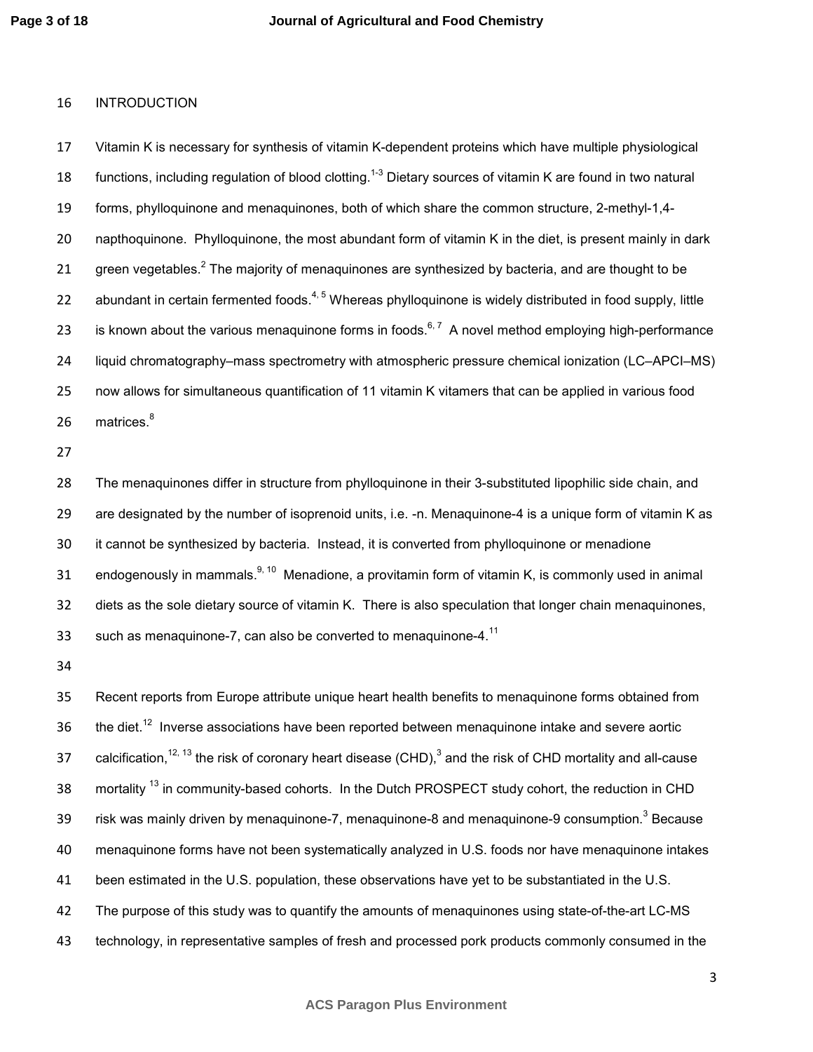## INTRODUCTION

Vitamin K is necessary for synthesis of vitamin K-dependent proteins which have multiple physiological functions, including regulation of blood clotting.[1-3] Dietary sources of vitamin K are found in two natural forms, phylloquinone and menaquinones, both of which share the common structure, 2-methyl-1,4-napthoquinone. Phylloquinone, the most abundant form of vitamin K in the diet, is present mainly in dark green vegetables.[2] The majority of menaquinones are synthesized by bacteria, and are thought to be abundant in certain fermented foods.[4, 5] Whereas phylloquinone is widely distributed in food supply, little is known about the various menaquinone forms in foods.[6, 7] A novel method employing high-performance liquid chromatography–mass spectrometry with atmospheric pressure chemical ionization (LC–APCI–MS) now allows for simultaneous quantification of 11 vitamin K vitamers that can be applied in various food matrices.[8]

The menaquinones differ in structure from phylloquinone in their 3-substituted lipophilic side chain, and are designated by the number of isoprenoid units, i.e. -n. Menaquinone-4 is a unique form of vitamin K as it cannot be synthesized by bacteria. Instead, it is converted from phylloquinone or menadione endogenously in mammals.[9, 10] Menadione, a provitamin form of vitamin K, is commonly used in animal diets as the sole dietary source of vitamin K. There is also speculation that longer chain menaquinones, such as menaquinone-7, can also be converted to menaquinone-4.[11]

Recent reports from Europe attribute unique heart health benefits to menaquinone forms obtained from the diet.[12] Inverse associations have been reported between menaquinone intake and severe aortic calcification,[12, 13] the risk of coronary heart disease (CHD),[3] and the risk of CHD mortality and all-cause mortality [13] in community-based cohorts. In the Dutch PROSPECT study cohort, the reduction in CHD risk was mainly driven by menaquinone-7, menaquinone-8 and menaquinone-9 consumption.[3] Because menaquinone forms have not been systematically analyzed in U.S. foods nor have menaquinone intakes been estimated in the U.S. population, these observations have yet to be substantiated in the U.S. The purpose of this study was to quantify the amounts of menaquinones using state-of-the-art LC-MS technology, in representative samples of fresh and processed pork products commonly consumed in the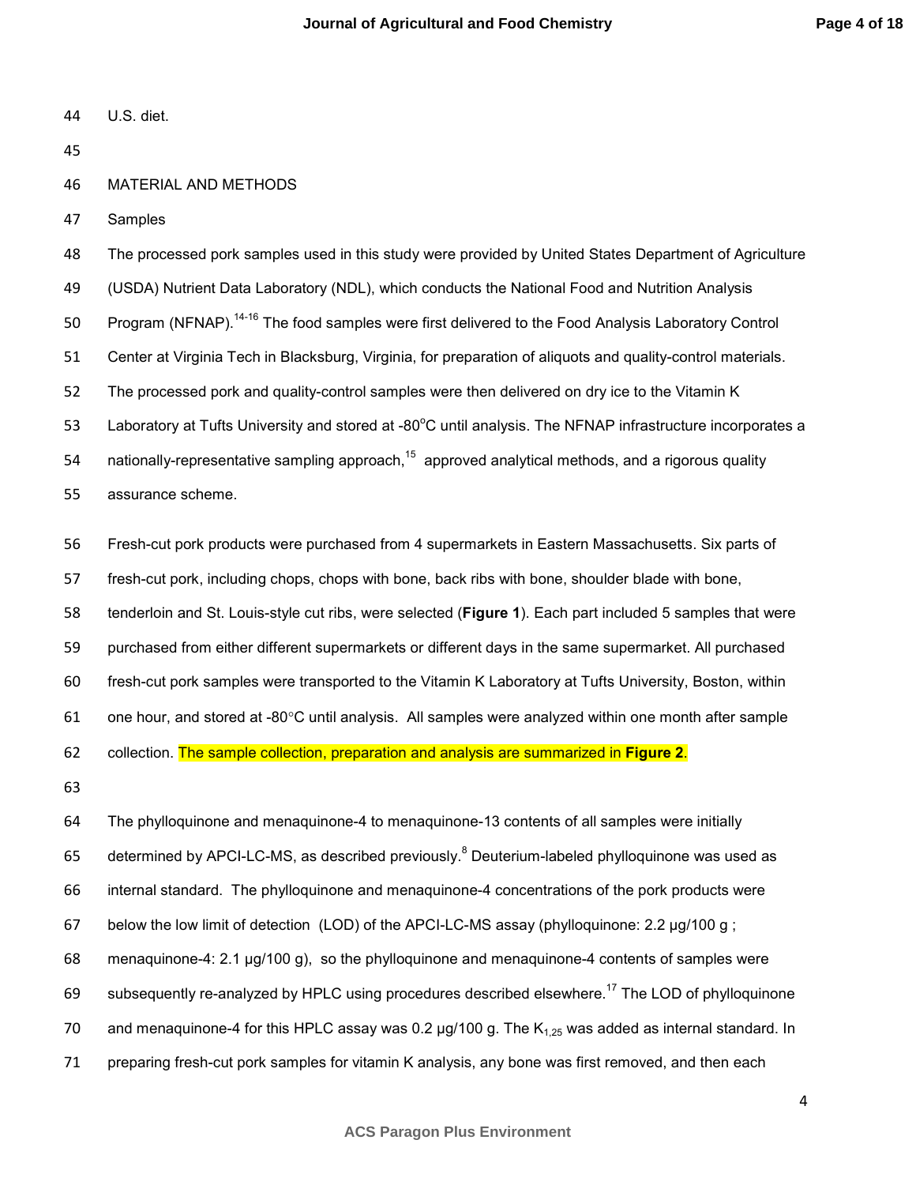U.S. diet.

MATERIAL AND METHODS

Samples

The processed pork samples used in this study were provided by United States Department of Agriculture (USDA) Nutrient Data Laboratory (NDL), which conducts the National Food and Nutrition Analysis Program (NFNAP).[14-16] The food samples were first delivered to the Food Analysis Laboratory Control Center at Virginia Tech in Blacksburg, Virginia, for preparation of aliquots and quality-control materials. The processed pork and quality-control samples were then delivered on dry ice to the Vitamin K Laboratory at Tufts University and stored at -80°C until analysis. The NFNAP infrastructure incorporates a nationally-representative sampling approach,[15] approved analytical methods, and a rigorous quality assurance scheme.

Fresh-cut pork products were purchased from 4 supermarkets in Eastern Massachusetts. Six parts of fresh-cut pork, including chops, chops with bone, back ribs with bone, shoulder blade with bone, tenderloin and St. Louis-style cut ribs, were selected (**Figure 1**). Each part included 5 samples that were purchased from either different supermarkets or different days in the same supermarket. All purchased fresh-cut pork samples were transported to the Vitamin K Laboratory at Tufts University, Boston, within one hour, and stored at -80°C until analysis. All samples were analyzed within one month after sample collection. The sample collection, preparation and analysis are summarized in **Figure 2**.

The phylloquinone and menaquinone-4 to menaquinone-13 contents of all samples were initially determined by APCI-LC-MS, as described previously.[8] Deuterium-labeled phylloquinone was used as internal standard. The phylloquinone and menaquinone-4 concentrations of the pork products were below the low limit of detection (LOD) of the APCI-LC-MS assay (phylloquinone: 2.2 μg/100 g ; menaquinone-4: 2.1 μg/100 g), so the phylloquinone and menaquinone-4 contents of samples were subsequently re-analyzed by HPLC using procedures described elsewhere.[17] The LOD of phylloquinone and menaquinone-4 for this HPLC assay was 0.2 μg/100 g. The $K_{1,25}$ was added as internal standard. In preparing fresh-cut pork samples for vitamin K analysis, any bone was first removed, and then each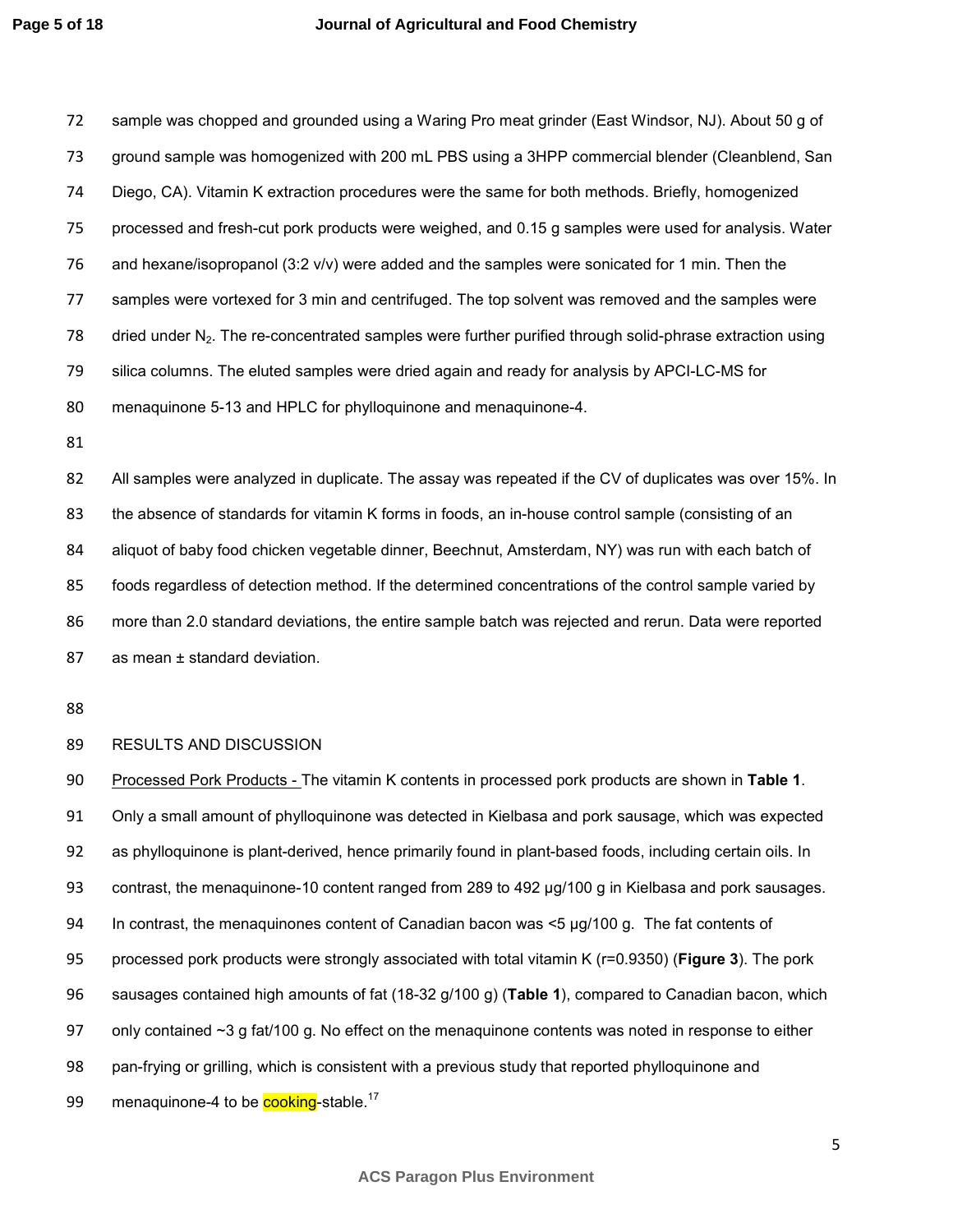sample was chopped and grounded using a Waring Pro meat grinder (East Windsor, NJ). About 50 g of ground sample was homogenized with 200 mL PBS using a 3HPP commercial blender (Cleanblend, San Diego, CA). Vitamin K extraction procedures were the same for both methods. Briefly, homogenized processed and fresh-cut pork products were weighed, and 0.15 g samples were used for analysis. Water and hexane/isopropanol (3:2 v/v) were added and the samples were sonicated for 1 min. Then the samples were vortexed for 3 min and centrifuged. The top solvent was removed and the samples were dried under $N_2$. The re-concentrated samples were further purified through solid-phrase extraction using silica columns. The eluted samples were dried again and ready for analysis by APCI-LC-MS for menaquinone 5-13 and HPLC for phylloquinone and menaquinone-4.

All samples were analyzed in duplicate. The assay was repeated if the CV of duplicates was over 15%. In the absence of standards for vitamin K forms in foods, an in-house control sample (consisting of an aliquot of baby food chicken vegetable dinner, Beechnut, Amsterdam, NY) was run with each batch of foods regardless of detection method. If the determined concentrations of the control sample varied by more than 2.0 standard deviations, the entire sample batch was rejected and rerun. Data were reported as mean ± standard deviation.

## RESULTS AND DISCUSSION

Processed Pork Products - The vitamin K contents in processed pork products are shown in **Table 1**. Only a small amount of phylloquinone was detected in Kielbasa and pork sausage, which was expected as phylloquinone is plant-derived, hence primarily found in plant-based foods, including certain oils. In contrast, the menaquinone-10 content ranged from 289 to 492 µg/100 g in Kielbasa and pork sausages. In contrast, the menaquinones content of Canadian bacon was <5 µg/100 g. The fat contents of processed pork products were strongly associated with total vitamin K (r=0.9350) (**Figure 3**). The pork sausages contained high amounts of fat (18-32 g/100 g) (**Table 1**), compared to Canadian bacon, which only contained ~3 g fat/100 g. No effect on the menaquinone contents was noted in response to either pan-frying or grilling, which is consistent with a previous study that reported phylloquinone and menaquinone-4 to be cooking-stable.[17]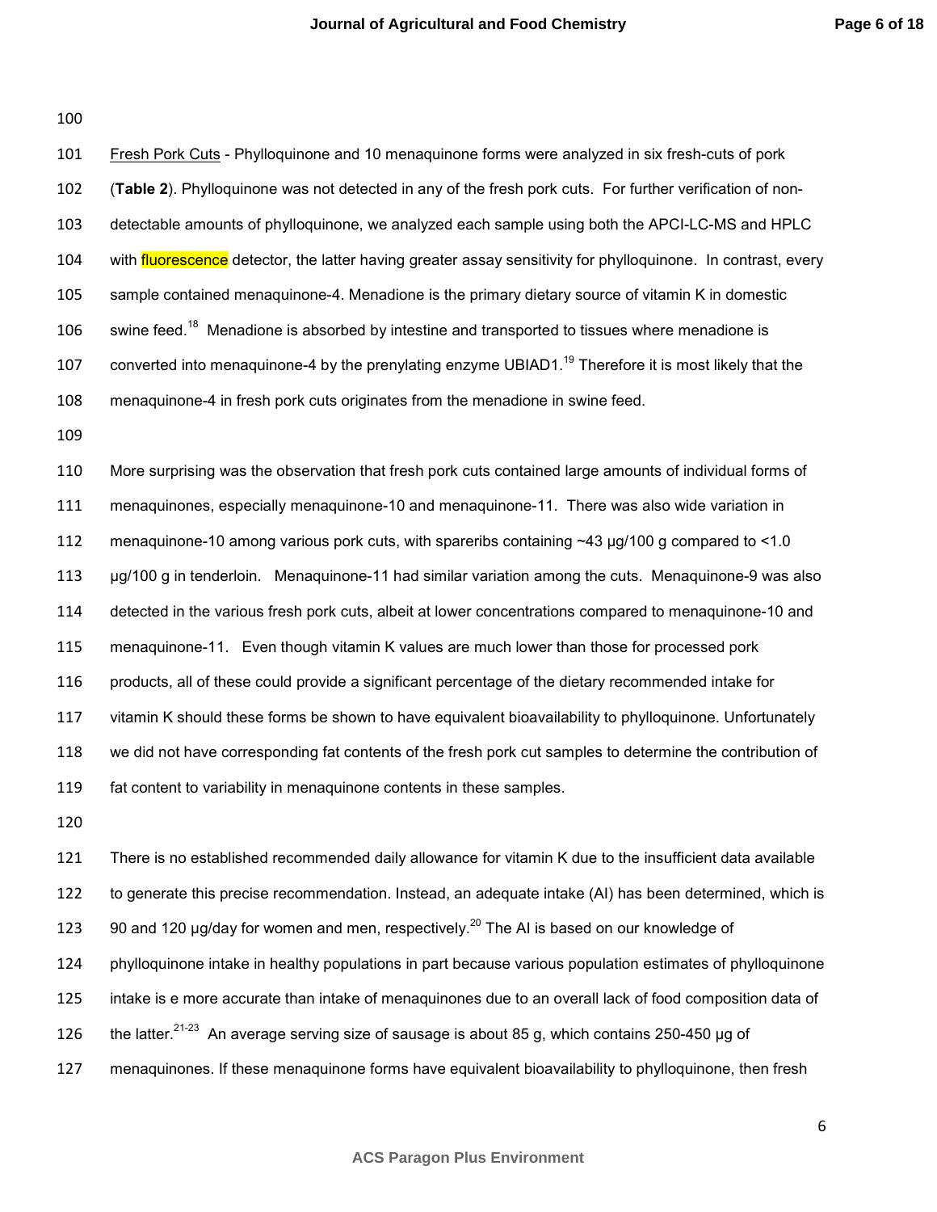Fresh Pork Cuts - Phylloquinone and 10 menaquinone forms were analyzed in six fresh-cuts of pork (**Table 2**). Phylloquinone was not detected in any of the fresh pork cuts. For further verification of non-detectable amounts of phylloquinone, we analyzed each sample using both the APCI-LC-MS and HPLC with fluorescence detector, the latter having greater assay sensitivity for phylloquinone. In contrast, every sample contained menaquinone-4. Menadione is the primary dietary source of vitamin K in domestic swine feed.[18] Menadione is absorbed by intestine and transported to tissues where menadione is converted into menaquinone-4 by the prenylating enzyme UBIAD1.[19] Therefore it is most likely that the menaquinone-4 in fresh pork cuts originates from the menadione in swine feed.

More surprising was the observation that fresh pork cuts contained large amounts of individual forms of menaquinones, especially menaquinone-10 and menaquinone-11. There was also wide variation in menaquinone-10 among various pork cuts, with spareribs containing ~43 μg/100 g compared to <1.0 μg/100 g in tenderloin. Menaquinone-11 had similar variation among the cuts. Menaquinone-9 was also detected in the various fresh pork cuts, albeit at lower concentrations compared to menaquinone-10 and menaquinone-11. Even though vitamin K values are much lower than those for processed pork products, all of these could provide a significant percentage of the dietary recommended intake for vitamin K should these forms be shown to have equivalent bioavailability to phylloquinone. Unfortunately we did not have corresponding fat contents of the fresh pork cut samples to determine the contribution of fat content to variability in menaquinone contents in these samples.

There is no established recommended daily allowance for vitamin K due to the insufficient data available to generate this precise recommendation. Instead, an adequate intake (AI) has been determined, which is 90 and 120 μg/day for women and men, respectively.[20] The AI is based on our knowledge of phylloquinone intake in healthy populations in part because various population estimates of phylloquinone intake is e more accurate than intake of menaquinones due to an overall lack of food composition data of the latter.[21-23] An average serving size of sausage is about 85 g, which contains 250-450 μg of menaquinones. If these menaquinone forms have equivalent bioavailability to phylloquinone, then fresh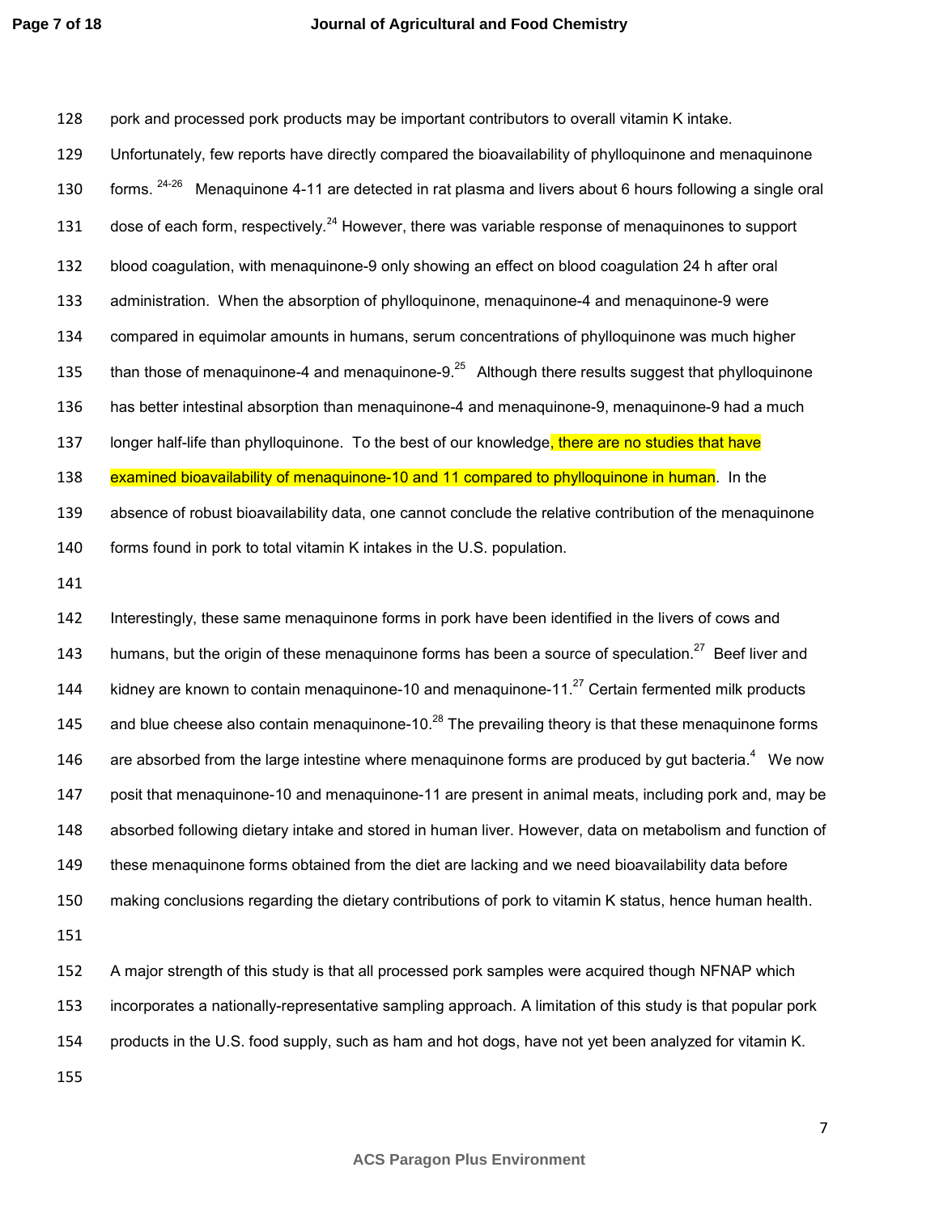pork and processed pork products may be important contributors to overall vitamin K intake. Unfortunately, few reports have directly compared the bioavailability of phylloquinone and menaquinone forms.[24-26] Menaquinone 4-11 are detected in rat plasma and livers about 6 hours following a single oral dose of each form, respectively.[24] However, there was variable response of menaquinones to support blood coagulation, with menaquinone-9 only showing an effect on blood coagulation 24 h after oral administration. When the absorption of phylloquinone, menaquinone-4 and menaquinone-9 were compared in equimolar amounts in humans, serum concentrations of phylloquinone was much higher than those of menaquinone-4 and menaquinone-9.[25] Although there results suggest that phylloquinone has better intestinal absorption than menaquinone-4 and menaquinone-9, menaquinone-9 had a much longer half-life than phylloquinone. To the best of our knowledge, there are no studies that have examined bioavailability of menaquinone-10 and 11 compared to phylloquinone in human. In the absence of robust bioavailability data, one cannot conclude the relative contribution of the menaquinone forms found in pork to total vitamin K intakes in the U.S. population.

Interestingly, these same menaquinone forms in pork have been identified in the livers of cows and humans, but the origin of these menaquinone forms has been a source of speculation.[27] Beef liver and kidney are known to contain menaquinone-10 and menaquinone-11.[27] Certain fermented milk products and blue cheese also contain menaquinone-10.[28] The prevailing theory is that these menaquinone forms are absorbed from the large intestine where menaquinone forms are produced by gut bacteria.[4] We now posit that menaquinone-10 and menaquinone-11 are present in animal meats, including pork and, may be absorbed following dietary intake and stored in human liver. However, data on metabolism and function of these menaquinone forms obtained from the diet are lacking and we need bioavailability data before making conclusions regarding the dietary contributions of pork to vitamin K status, hence human health.

A major strength of this study is that all processed pork samples were acquired though NFNAP which incorporates a nationally-representative sampling approach. A limitation of this study is that popular pork products in the U.S. food supply, such as ham and hot dogs, have not yet been analyzed for vitamin K.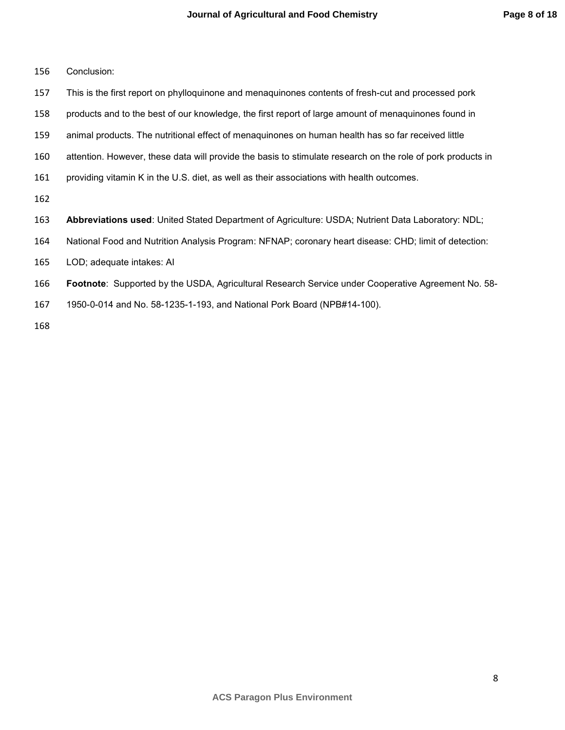## Conclusion:

This is the first report on phylloquinone and menaquinones contents of fresh-cut and processed pork products and to the best of our knowledge, the first report of large amount of menaquinones found in animal products. The nutritional effect of menaquinones on human health has so far received little attention. However, these data will provide the basis to stimulate research on the role of pork products in providing vitamin K in the U.S. diet, as well as their associations with health outcomes.

**Abbreviations used**: United Stated Department of Agriculture: USDA; Nutrient Data Laboratory: NDL; National Food and Nutrition Analysis Program: NFNAP; coronary heart disease: CHD; limit of detection: LOD; adequate intakes: AI

**Footnote**: Supported by the USDA, Agricultural Research Service under Cooperative Agreement No. 58-1950-0-014 and No. 58-1235-1-193, and National Pork Board (NPB#14-100).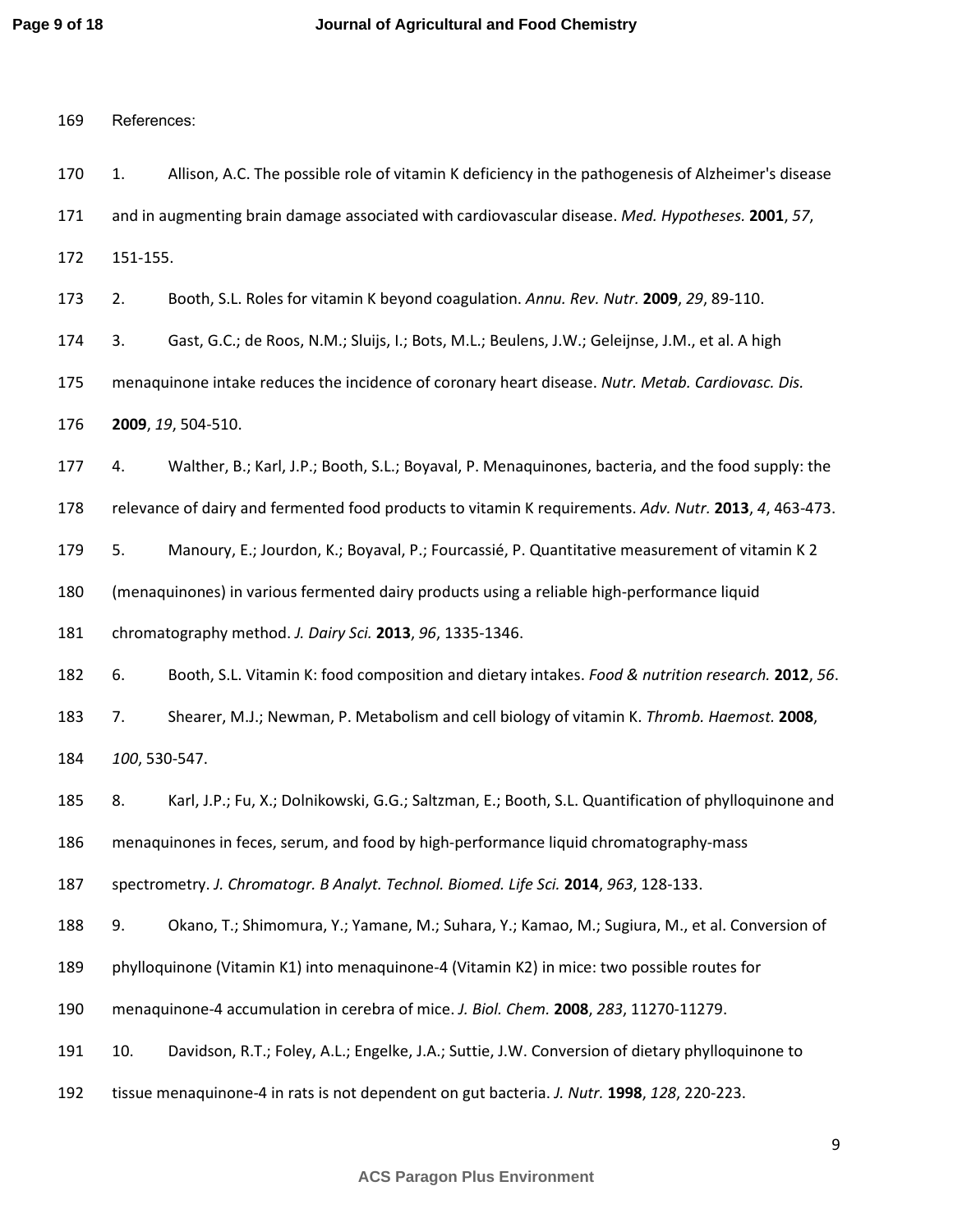References:

1. Allison, A.C. The possible role of vitamin K deficiency in the pathogenesis of Alzheimer's disease and in augmenting brain damage associated with cardiovascular disease. *Med. Hypotheses.* **2001**, *57*, 151-155.

2. Booth, S.L. Roles for vitamin K beyond coagulation. *Annu. Rev. Nutr.* **2009**, *29*, 89-110.

3. Gast, G.C.; de Roos, N.M.; Sluijs, I.; Bots, M.L.; Beulens, J.W.; Geleijnse, J.M., et al. A high menaquinone intake reduces the incidence of coronary heart disease. *Nutr. Metab. Cardiovasc. Dis.* **2009**, *19*, 504-510.

4. Walther, B.; Karl, J.P.; Booth, S.L.; Boyaval, P. Menaquinones, bacteria, and the food supply: the relevance of dairy and fermented food products to vitamin K requirements. *Adv. Nutr.* **2013**, *4*, 463-473.

5. Manoury, E.; Jourdon, K.; Boyaval, P.; Fourcassié, P. Quantitative measurement of vitamin K 2 (menaquinones) in various fermented dairy products using a reliable high-performance liquid chromatography method. *J. Dairy Sci.* **2013**, *96*, 1335-1346.

6. Booth, S.L. Vitamin K: food composition and dietary intakes. *Food & nutrition research.* **2012**, *56*.

7. Shearer, M.J.; Newman, P. Metabolism and cell biology of vitamin K. *Thromb. Haemost.* **2008**, *100*, 530-547.

8. Karl, J.P.; Fu, X.; Dolnikowski, G.G.; Saltzman, E.; Booth, S.L. Quantification of phylloquinone and menaquinones in feces, serum, and food by high-performance liquid chromatography-mass spectrometry. *J. Chromatogr. B Analyt. Technol. Biomed. Life Sci.* **2014**, *963*, 128-133.

9. Okano, T.; Shimomura, Y.; Yamane, M.; Suhara, Y.; Kamao, M.; Sugiura, M., et al. Conversion of phylloquinone (Vitamin K1) into menaquinone-4 (Vitamin K2) in mice: two possible routes for menaquinone-4 accumulation in cerebra of mice. *J. Biol. Chem.* **2008**, *283*, 11270-11279.

10. Davidson, R.T.; Foley, A.L.; Engelke, J.A.; Suttie, J.W. Conversion of dietary phylloquinone to tissue menaquinone-4 in rats is not dependent on gut bacteria. *J. Nutr.* **1998**, *128*, 220-223.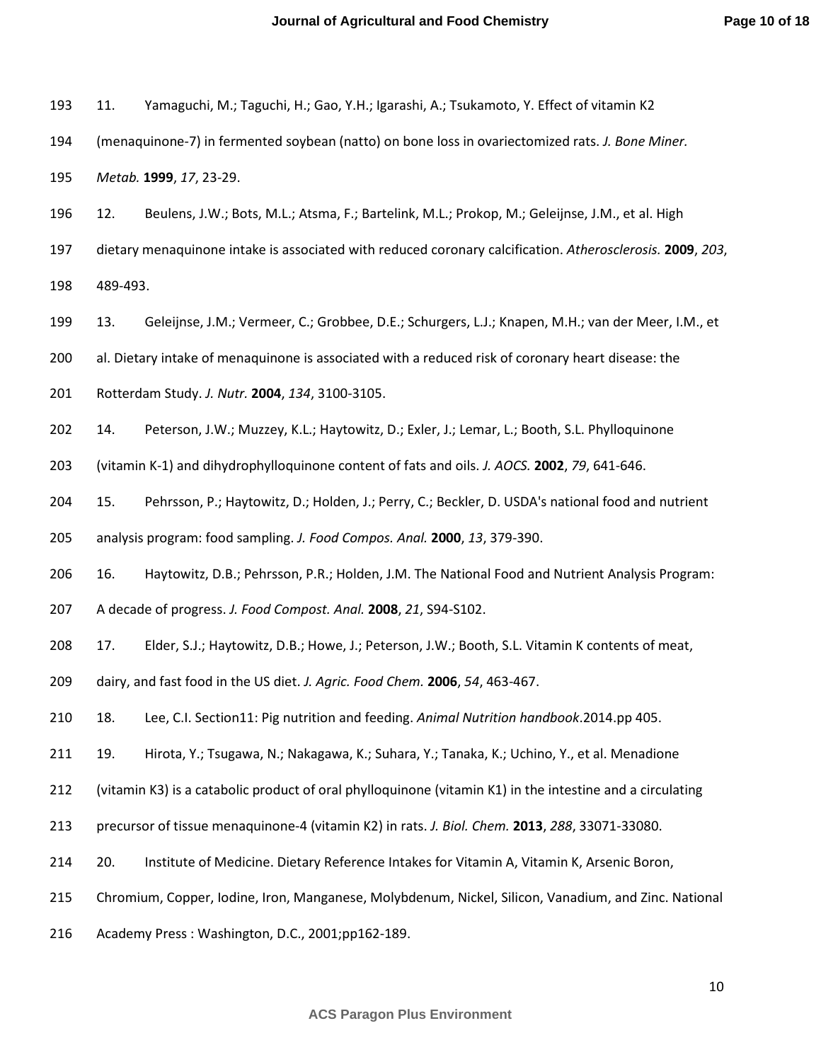11. Yamaguchi, M.; Taguchi, H.; Gao, Y.H.; Igarashi, A.; Tsukamoto, Y. Effect of vitamin K2 (menaquinone-7) in fermented soybean (natto) on bone loss in ovariectomized rats. *J. Bone Miner. Metab.* **1999**, *17*, 23-29.

12. Beulens, J.W.; Bots, M.L.; Atsma, F.; Bartelink, M.L.; Prokop, M.; Geleijnse, J.M., et al. High dietary menaquinone intake is associated with reduced coronary calcification. *Atherosclerosis.* **2009**, *203*, 489-493.

13. Geleijnse, J.M.; Vermeer, C.; Grobbee, D.E.; Schurgers, L.J.; Knapen, M.H.; van der Meer, I.M., et al. Dietary intake of menaquinone is associated with a reduced risk of coronary heart disease: the Rotterdam Study. *J. Nutr.* **2004**, *134*, 3100-3105.

14. Peterson, J.W.; Muzzey, K.L.; Haytowitz, D.; Exler, J.; Lemar, L.; Booth, S.L. Phylloquinone (vitamin K-1) and dihydrophylloquinone content of fats and oils. *J. AOCS.* **2002**, *79*, 641-646.

15. Pehrsson, P.; Haytowitz, D.; Holden, J.; Perry, C.; Beckler, D. USDA's national food and nutrient analysis program: food sampling. *J. Food Compos. Anal.* **2000**, *13*, 379-390.

16. Haytowitz, D.B.; Pehrsson, P.R.; Holden, J.M. The National Food and Nutrient Analysis Program: A decade of progress. *J. Food Compost. Anal.* **2008**, *21*, S94-S102.

17. Elder, S.J.; Haytowitz, D.B.; Howe, J.; Peterson, J.W.; Booth, S.L. Vitamin K contents of meat, dairy, and fast food in the US diet. *J. Agric. Food Chem.* **2006**, *54*, 463-467.

18. Lee, C.I. Section11: Pig nutrition and feeding. *Animal Nutrition handbook*.2014.pp 405.

19. Hirota, Y.; Tsugawa, N.; Nakagawa, K.; Suhara, Y.; Tanaka, K.; Uchino, Y., et al. Menadione (vitamin K3) is a catabolic product of oral phylloquinone (vitamin K1) in the intestine and a circulating precursor of tissue menaquinone-4 (vitamin K2) in rats. *J. Biol. Chem.* **2013**, *288*, 33071-33080.

20. Institute of Medicine. Dietary Reference Intakes for Vitamin A, Vitamin K, Arsenic Boron, Chromium, Copper, Iodine, Iron, Manganese, Molybdenum, Nickel, Silicon, Vanadium, and Zinc. National Academy Press : Washington, D.C., 2001;pp162-189.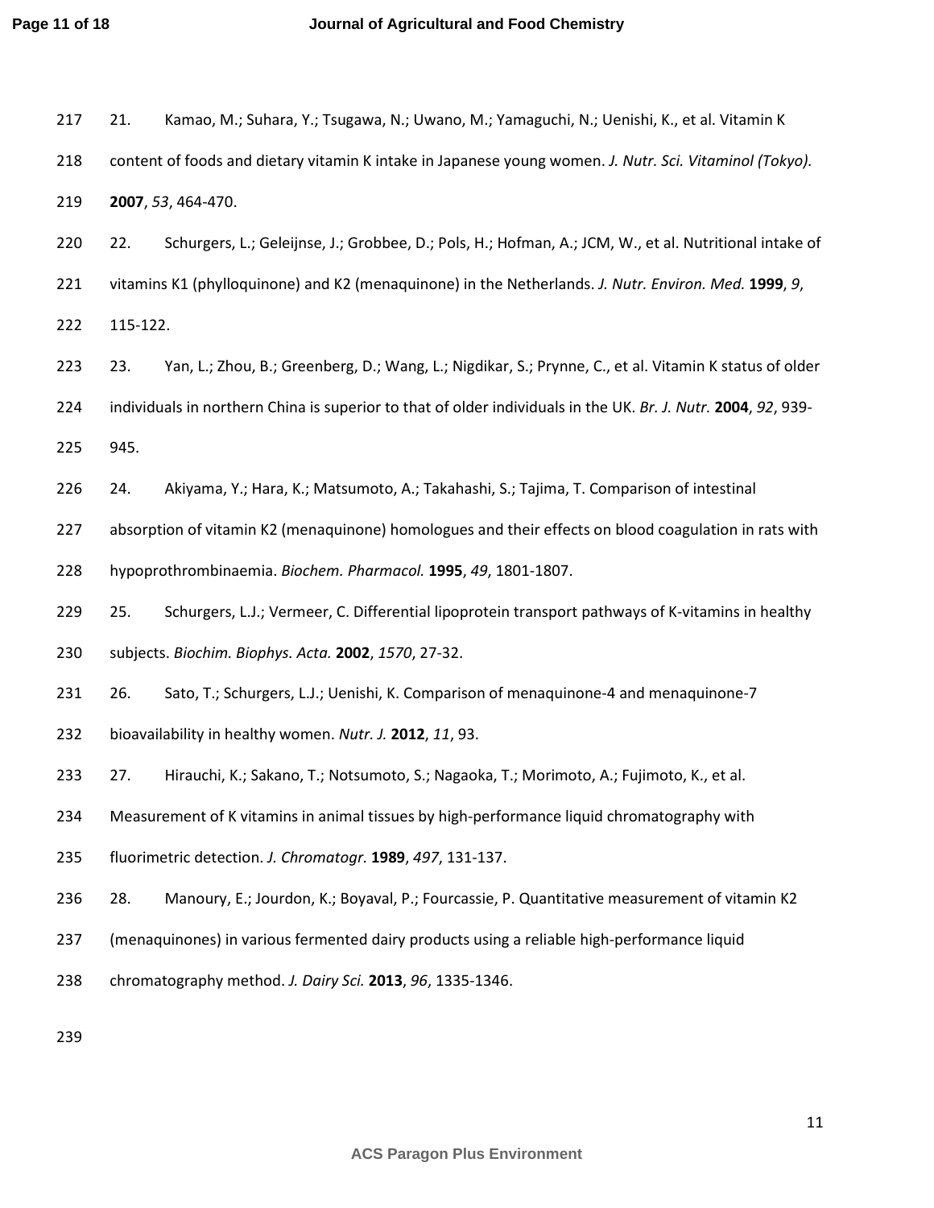21. Kamao, M.; Suhara, Y.; Tsugawa, N.; Uwano, M.; Yamaguchi, N.; Uenishi, K., et al. Vitamin K content of foods and dietary vitamin K intake in Japanese young women. *J. Nutr. Sci. Vitaminol (Tokyo).* **2007**, *53*, 464-470.

22. Schurgers, L.; Geleijnse, J.; Grobbee, D.; Pols, H.; Hofman, A.; JCM, W., et al. Nutritional intake of vitamins K1 (phylloquinone) and K2 (menaquinone) in the Netherlands. *J. Nutr. Environ. Med.* **1999**, *9*, 115-122.

23. Yan, L.; Zhou, B.; Greenberg, D.; Wang, L.; Nigdikar, S.; Prynne, C., et al. Vitamin K status of older individuals in northern China is superior to that of older individuals in the UK. *Br. J. Nutr.* **2004**, *92*, 939-945.

24. Akiyama, Y.; Hara, K.; Matsumoto, A.; Takahashi, S.; Tajima, T. Comparison of intestinal absorption of vitamin K2 (menaquinone) homologues and their effects on blood coagulation in rats with hypoprothrombinaemia. *Biochem. Pharmacol.* **1995**, *49*, 1801-1807.

25. Schurgers, L.J.; Vermeer, C. Differential lipoprotein transport pathways of K-vitamins in healthy subjects. *Biochim. Biophys. Acta.* **2002**, *1570*, 27-32.

26. Sato, T.; Schurgers, L.J.; Uenishi, K. Comparison of menaquinone-4 and menaquinone-7 bioavailability in healthy women. *Nutr. J.* **2012**, *11*, 93.

27. Hirauchi, K.; Sakano, T.; Notsumoto, S.; Nagaoka, T.; Morimoto, A.; Fujimoto, K., et al. Measurement of K vitamins in animal tissues by high-performance liquid chromatography with fluorimetric detection. *J. Chromatogr.* **1989**, *497*, 131-137.

28. Manoury, E.; Jourdon, K.; Boyaval, P.; Fourcassie, P. Quantitative measurement of vitamin K2 (menaquinones) in various fermented dairy products using a reliable high-performance liquid chromatography method. *J. Dairy Sci.* **2013**, *96*, 1335-1346.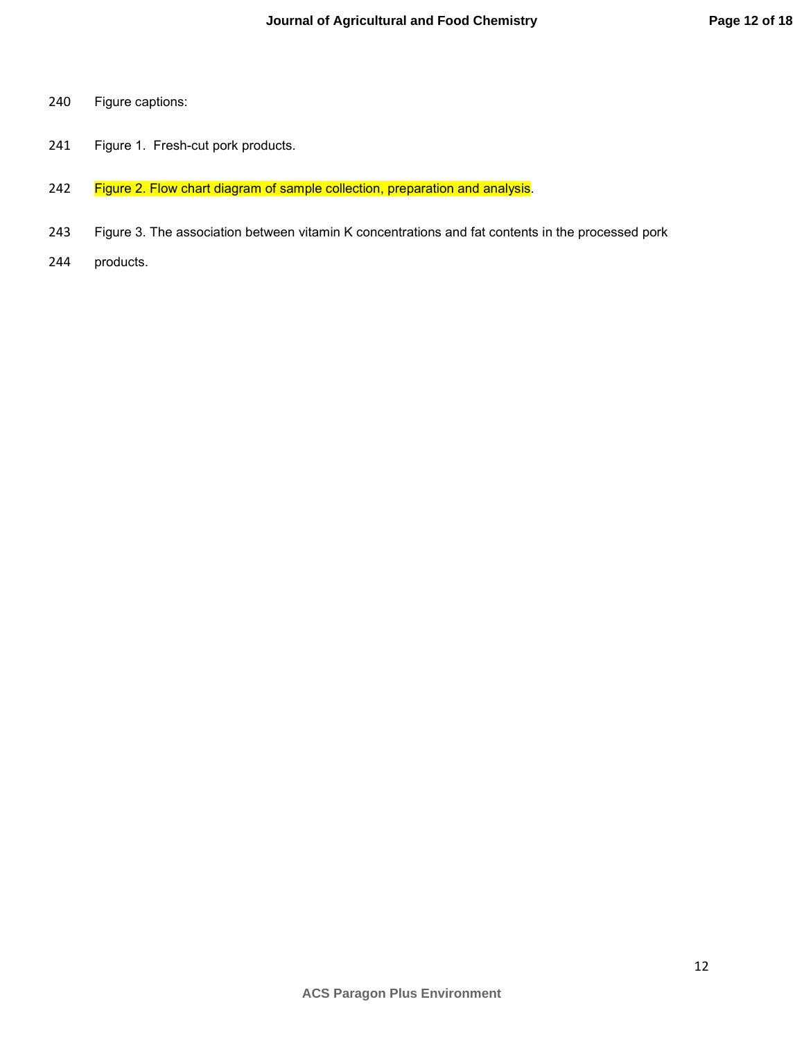240 Figure captions:

241 Figure 1. Fresh-cut pork products.

242 Figure 2. Flow chart diagram of sample collection, preparation and analysis.

243 Figure 3. The association between vitamin K concentrations and fat contents in the processed pork

244 products.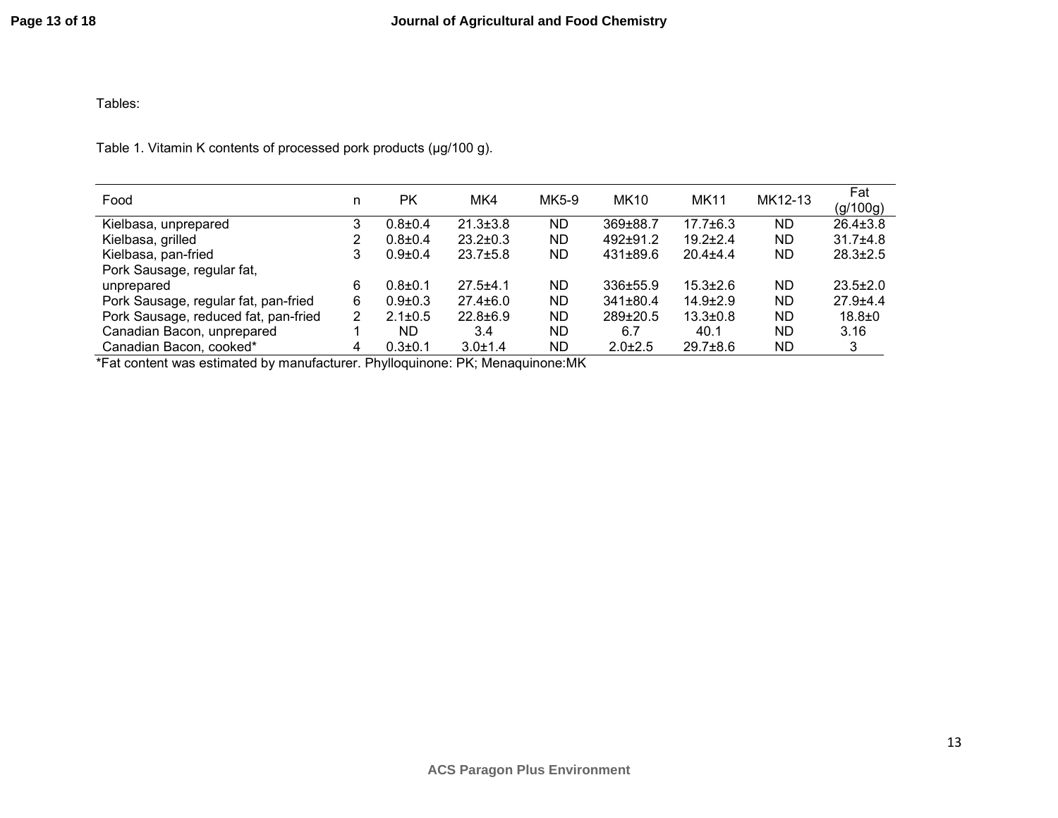Tables:

Table 1. Vitamin K contents of processed pork products (μg/100 g).

| Food | n | PK | MK4 | MK5-9 | MK10 | MK11 | MK12-13 | Fat (g/100g) |
|---|---|---|---|---|---|---|---|---|
| Kielbasa, unprepared | 3 | 0.8±0.4 | 21.3±3.8 | ND | 369±88.7 | 17.7±6.3 | ND | 26.4±3.8 |
| Kielbasa, grilled | 2 | 0.8±0.4 | 23.2±0.3 | ND | 492±91.2 | 19.2±2.4 | ND | 31.7±4.8 |
| Kielbasa, pan-fried | 3 | 0.9±0.4 | 23.7±5.8 | ND | 431±89.6 | 20.4±4.4 | ND | 28.3±2.5 |
| Pork Sausage, regular fat, unprepared | 6 | 0.8±0.1 | 27.5±4.1 | ND | 336±55.9 | 15.3±2.6 | ND | 23.5±2.0 |
| Pork Sausage, regular fat, pan-fried | 6 | 0.9±0.3 | 27.4±6.0 | ND | 341±80.4 | 14.9±2.9 | ND | 27.9±4.4 |
| Pork Sausage, reduced fat, pan-fried | 2 | 2.1±0.5 | 22.8±6.9 | ND | 289±20.5 | 13.3±0.8 | ND | 18.8±0 |
| Canadian Bacon, unprepared | 1 | ND | 3.4 | ND | 6.7 | 40.1 | ND | 3.16 |
| Canadian Bacon, cooked* | 4 | 0.3±0.1 | 3.0±1.4 | ND | 2.0±2.5 | 29.7±8.6 | ND | 3 |

*Fat content was estimated by manufacturer. Phylloquinone: PK; Menaquinone:MK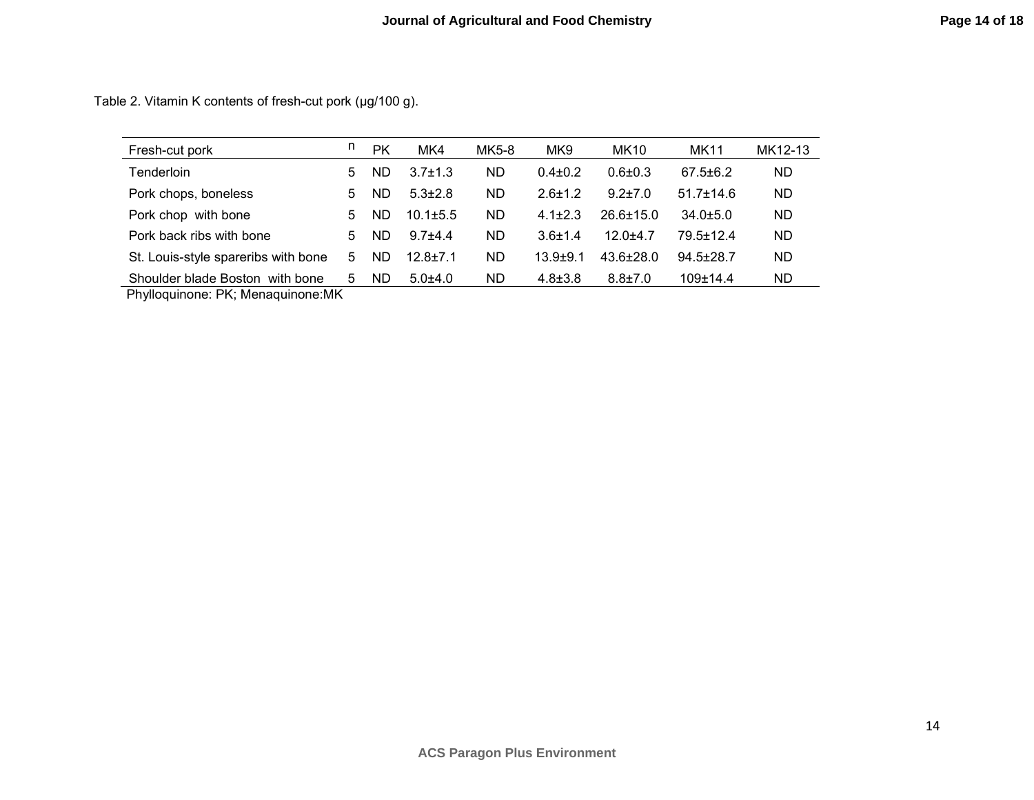Table 2. Vitamin K contents of fresh-cut pork (μg/100 g).

| Fresh-cut pork | n | PK | MK4 | MK5-8 | MK9 | MK10 | MK11 | MK12-13 |
|---|---|---|---|---|---|---|---|---|
| Tenderloin | 5 | ND | 3.7±1.3 | ND | 0.4±0.2 | 0.6±0.3 | 67.5±6.2 | ND |
| Pork chops, boneless | 5 | ND | 5.3±2.8 | ND | 2.6±1.2 | 9.2±7.0 | 51.7±14.6 | ND |
| Pork chop with bone | 5 | ND | 10.1±5.5 | ND | 4.1±2.3 | 26.6±15.0 | 34.0±5.0 | ND |
| Pork back ribs with bone | 5 | ND | 9.7±4.4 | ND | 3.6±1.4 | 12.0±4.7 | 79.5±12.4 | ND |
| St. Louis-style spareribs with bone | 5 | ND | 12.8±7.1 | ND | 13.9±9.1 | 43.6±28.0 | 94.5±28.7 | ND |
| Shoulder blade Boston with bone | 5 | ND | 5.0±4.0 | ND | 4.8±3.8 | 8.8±7.0 | 109±14.4 | ND |

Phylloquinone: PK; Menaquinone:MK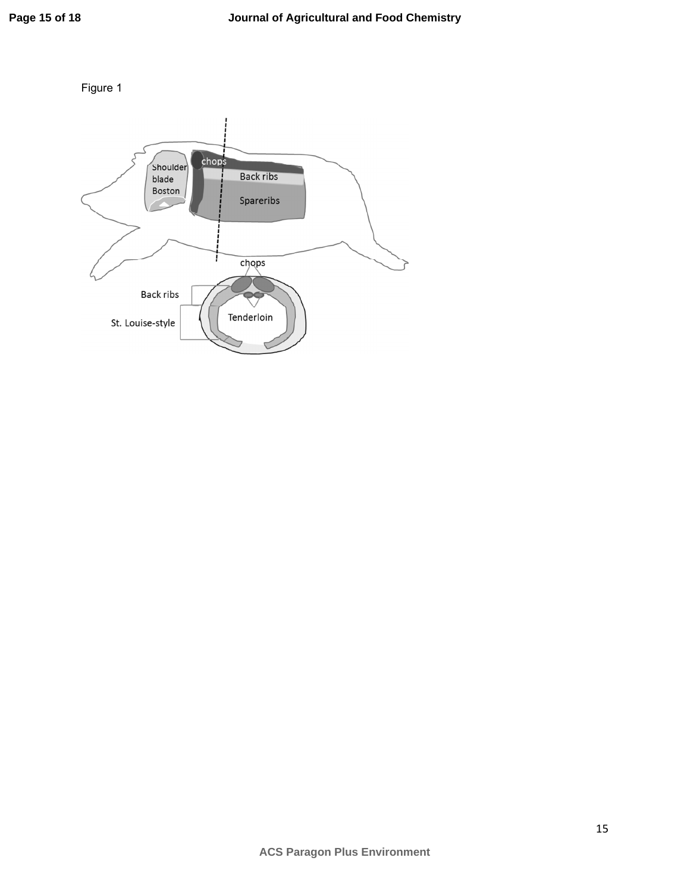Figure 1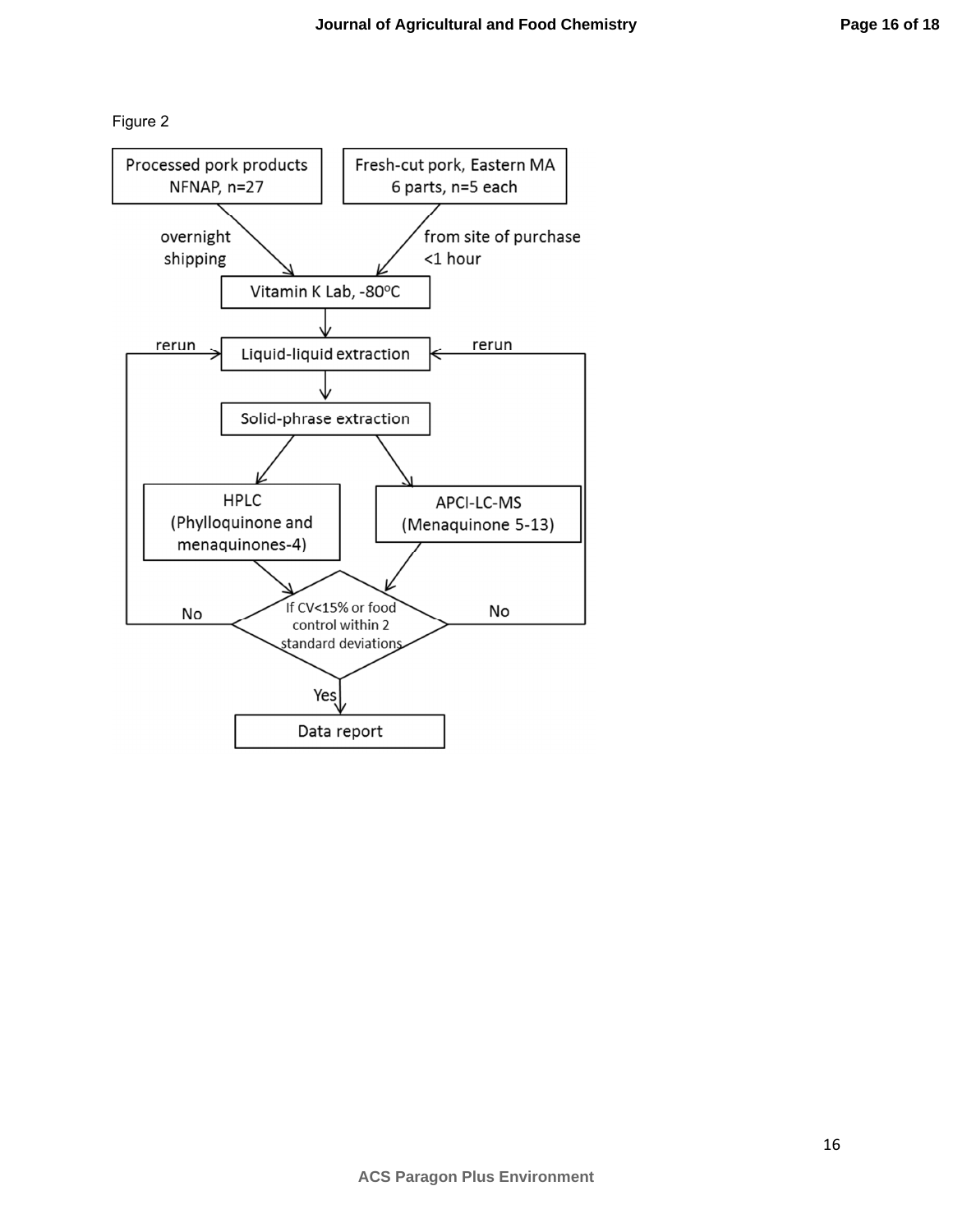Figure 2

Processed pork products
NFNAP, n=27

Fresh-cut pork, Eastern MA
6 parts, n=5 each

overnight
shipping

from site of purchase
<1 hour

Vitamin K Lab, -80°C

rerun

Liquid-liquid extraction

rerun

Solid-phrase extraction

HPLC
(Phylloquinone and
menaquinones-4)

APCI-LC-MS
(Menaquinone 5-13)

No

If CV<15% or food
control within 2
standard deviations

No

Yes

Data report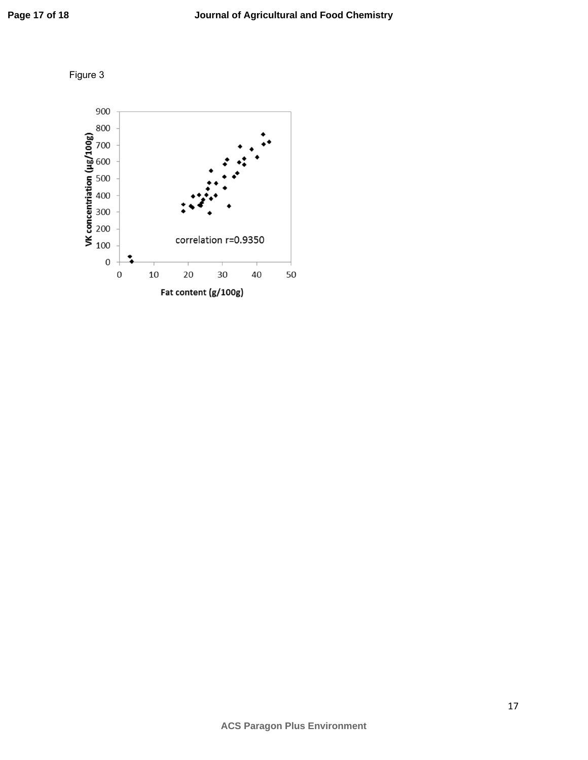Figure 3

correlation r=0.9350

VK concentriation (μg/100g)

Fat content (g/100g)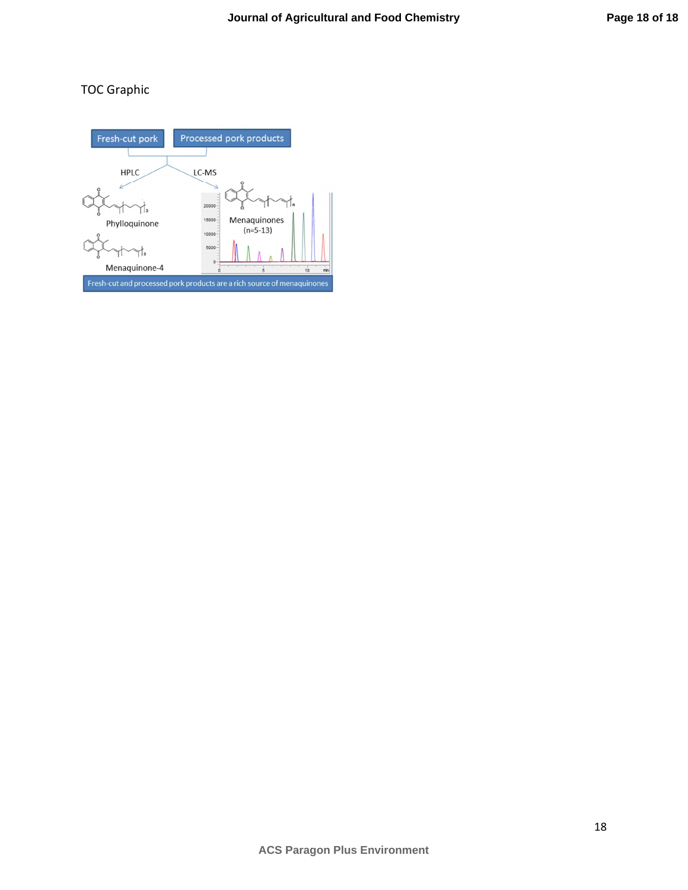TOC Graphic

Fresh-cut pork

Processed pork products

HPLC

LC-MS

Phylloquinone

Menaquinone-4

Menaquinones
(n=5-13)

20000
15000
10000
5000
0

0
5
10
min

Fresh-cut and processed pork products are a rich source of menaquinones